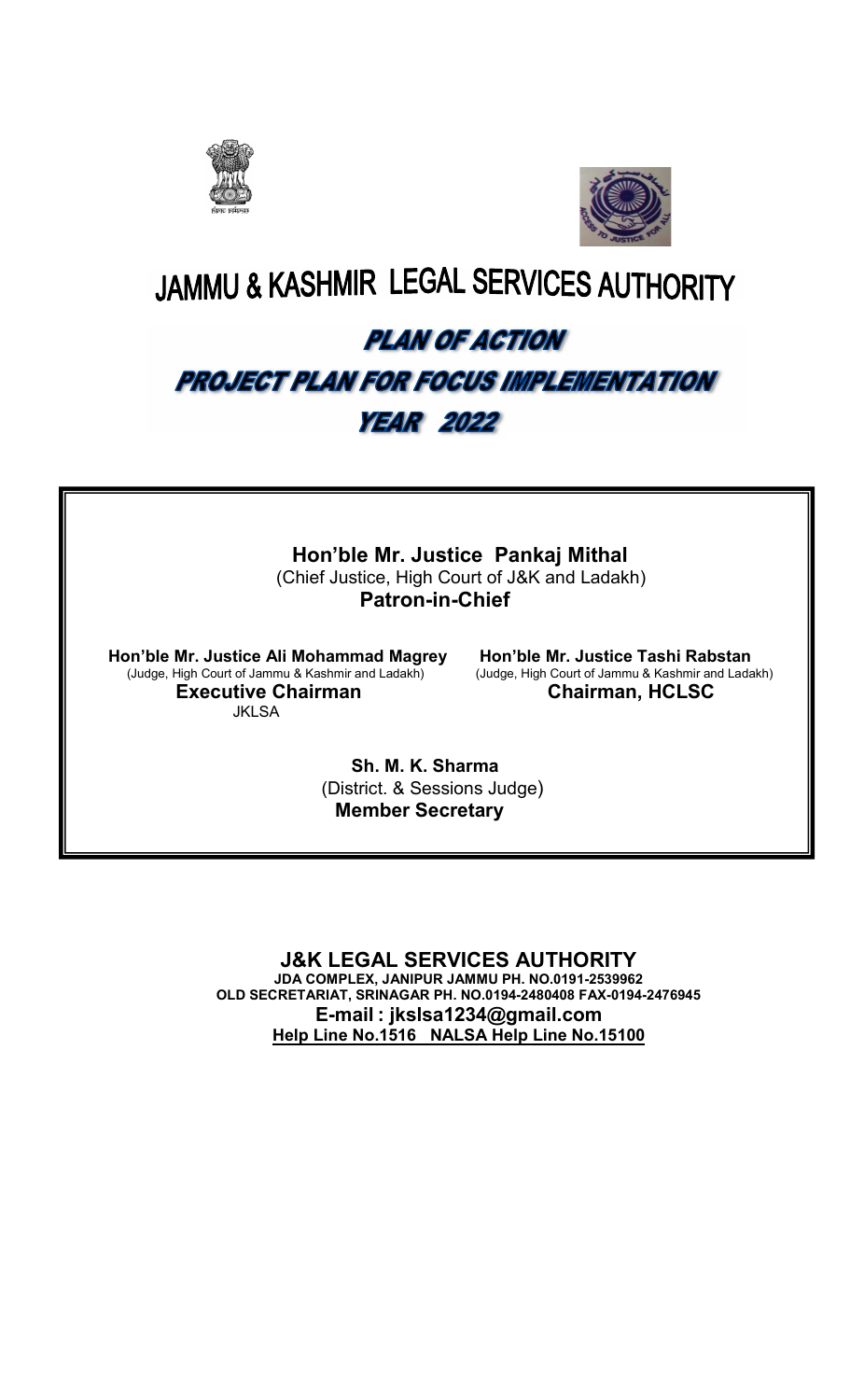# JAMMU & KASHMIR LEGAL SERVICES AUTHORITY

## PLAN OF ACTION

## PROJECT PLAN FOR FOCUS IMPLEMENTATION

## YEAR 2022

**Hon'ble Mr. Justice Pankaj Mithal**
(Chief Justice, High Court of J&K and Ladakh)
**Patron-in-Chief**

**Hon'ble Mr. Justice Ali Mohammad Magrey**
(Judge, High Court of Jammu & Kashmir and Ladakh)
**Executive Chairman**
JKLSA

**Hon'ble Mr. Justice Tashi Rabstan**
(Judge, High Court of Jammu & Kashmir and Ladakh)
**Chairman, HCLSC**

**Sh. M. K. Sharma**
(District. & Sessions Judge)
**Member Secretary**

**J&K LEGAL SERVICES AUTHORITY**
**JDA COMPLEX, JANIPUR JAMMU PH. NO.0191-2539962**
**OLD SECRETARIAT, SRINAGAR PH. NO.0194-2480408 FAX-0194-2476945**
**E-mail : jkslsa1234@gmail.com**
**Help Line No.1516 NALSA Help Line No.15100**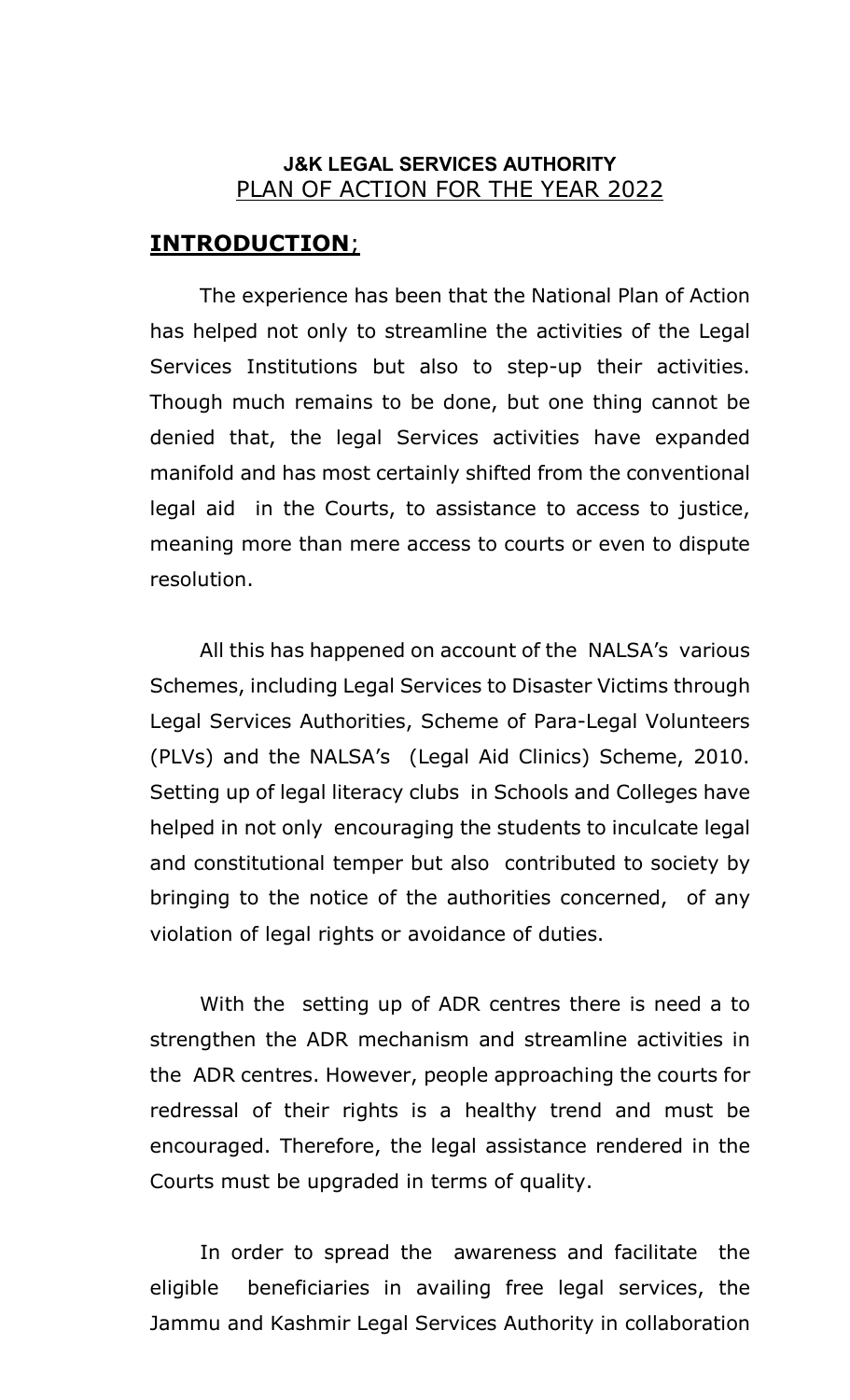**J&K LEGAL SERVICES AUTHORITY**

PLAN OF ACTION FOR THE YEAR 2022

## INTRODUCTION;

The experience has been that the National Plan of Action has helped not only to streamline the activities of the Legal Services Institutions but also to step-up their activities. Though much remains to be done, but one thing cannot be denied that, the legal Services activities have expanded manifold and has most certainly shifted from the conventional legal aid in the Courts, to assistance to access to justice, meaning more than mere access to courts or even to dispute resolution.

All this has happened on account of the NALSA's various Schemes, including Legal Services to Disaster Victims through Legal Services Authorities, Scheme of Para-Legal Volunteers (PLVs) and the NALSA's (Legal Aid Clinics) Scheme, 2010. Setting up of legal literacy clubs in Schools and Colleges have helped in not only encouraging the students to inculcate legal and constitutional temper but also contributed to society by bringing to the notice of the authorities concerned, of any violation of legal rights or avoidance of duties.

With the setting up of ADR centres there is need a to strengthen the ADR mechanism and streamline activities in the ADR centres. However, people approaching the courts for redressal of their rights is a healthy trend and must be encouraged. Therefore, the legal assistance rendered in the Courts must be upgraded in terms of quality.

In order to spread the awareness and facilitate the eligible beneficiaries in availing free legal services, the Jammu and Kashmir Legal Services Authority in collaboration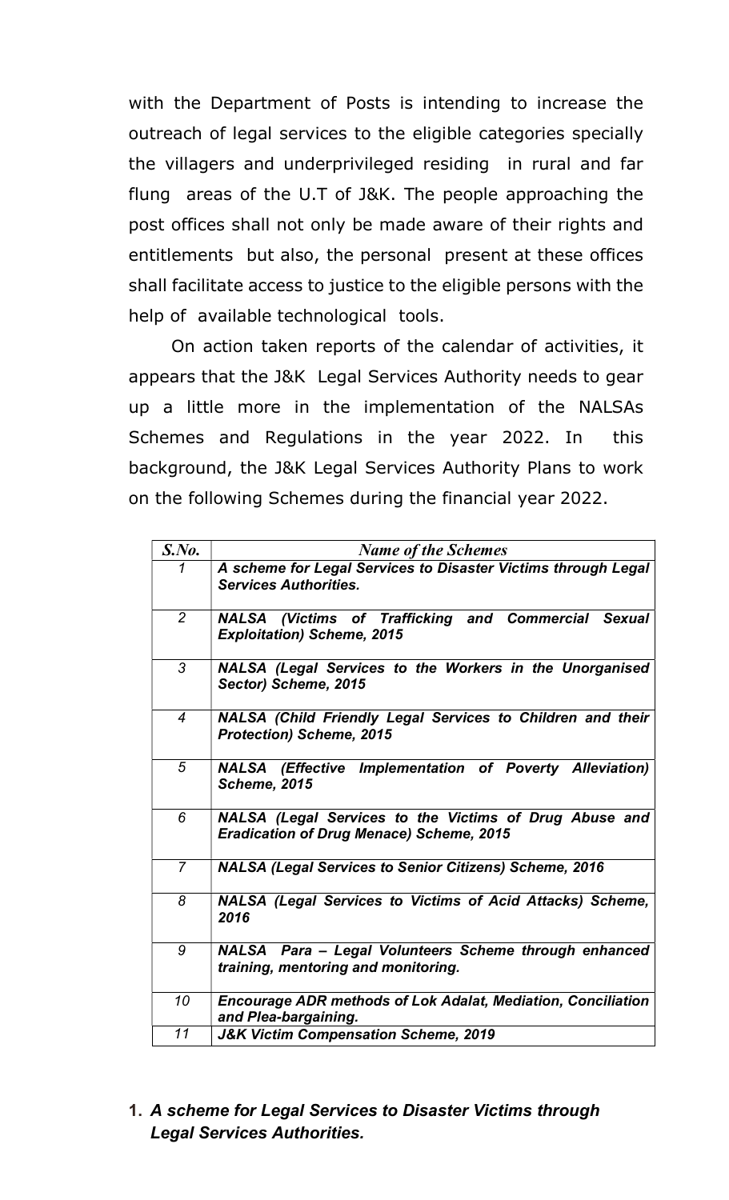with the Department of Posts is intending to increase the outreach of legal services to the eligible categories specially the villagers and underprivileged residing in rural and far flung areas of the U.T of J&K. The people approaching the post offices shall not only be made aware of their rights and entitlements but also, the personal present at these offices shall facilitate access to justice to the eligible persons with the help of available technological tools.

On action taken reports of the calendar of activities, it appears that the J&K Legal Services Authority needs to gear up a little more in the implementation of the NALSAs Schemes and Regulations in the year 2022. In this background, the J&K Legal Services Authority Plans to work on the following Schemes during the financial year 2022.

| *S.No.* | *Name of the Schemes* |
|---|---|
| *1* | ***A scheme for Legal Services to Disaster Victims through Legal Services Authorities.*** |
| *2* | ***NALSA (Victims of Trafficking and Commercial Sexual Exploitation) Scheme, 2015*** |
| *3* | ***NALSA (Legal Services to the Workers in the Unorganised Sector) Scheme, 2015*** |
| *4* | ***NALSA (Child Friendly Legal Services to Children and their Protection) Scheme, 2015*** |
| *5* | ***NALSA (Effective Implementation of Poverty Alleviation) Scheme, 2015*** |
| *6* | ***NALSA (Legal Services to the Victims of Drug Abuse and Eradication of Drug Menace) Scheme, 2015*** |
| *7* | ***NALSA (Legal Services to Senior Citizens) Scheme, 2016*** |
| *8* | ***NALSA (Legal Services to Victims of Acid Attacks) Scheme, 2016*** |
| *9* | ***NALSA Para – Legal Volunteers Scheme through enhanced training, mentoring and monitoring.*** |
| *10* | ***Encourage ADR methods of Lok Adalat, Mediation, Conciliation and Plea-bargaining.*** |
| *11* | ***J&K Victim Compensation Scheme, 2019*** |

1. ***A scheme for Legal Services to Disaster Victims through Legal Services Authorities.***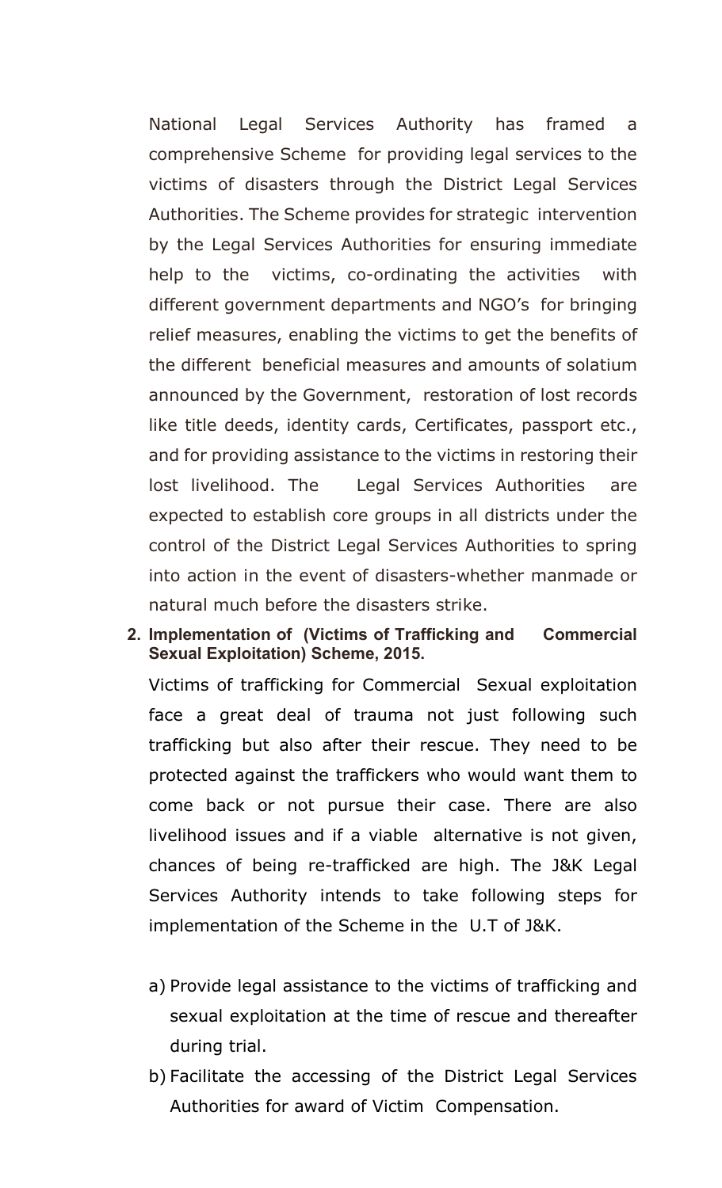National Legal Services Authority has framed a comprehensive Scheme for providing legal services to the victims of disasters through the District Legal Services Authorities. The Scheme provides for strategic intervention by the Legal Services Authorities for ensuring immediate help to the victims, co-ordinating the activities with different government departments and NGO's for bringing relief measures, enabling the victims to get the benefits of the different beneficial measures and amounts of solatium announced by the Government, restoration of lost records like title deeds, identity cards, Certificates, passport etc., and for providing assistance to the victims in restoring their lost livelihood. The Legal Services Authorities are expected to establish core groups in all districts under the control of the District Legal Services Authorities to spring into action in the event of disasters-whether manmade or natural much before the disasters strike.

**2. Implementation of (Victims of Trafficking and Commercial Sexual Exploitation) Scheme, 2015.**

Victims of trafficking for Commercial Sexual exploitation face a great deal of trauma not just following such trafficking but also after their rescue. They need to be protected against the traffickers who would want them to come back or not pursue their case. There are also livelihood issues and if a viable alternative is not given, chances of being re-trafficked are high. The J&K Legal Services Authority intends to take following steps for implementation of the Scheme in the U.T of J&K.

a) Provide legal assistance to the victims of trafficking and sexual exploitation at the time of rescue and thereafter during trial.

b) Facilitate the accessing of the District Legal Services Authorities for award of Victim Compensation.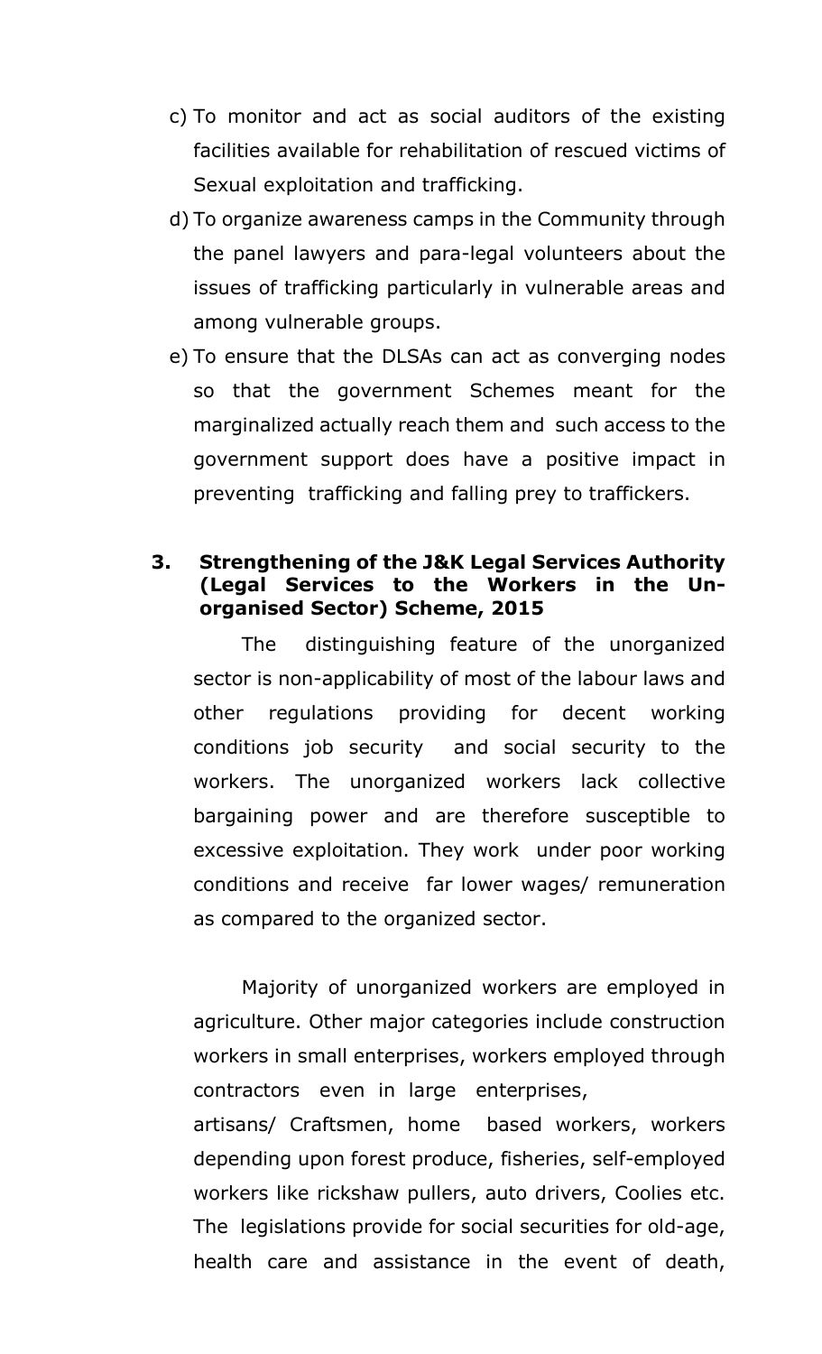c) To monitor and act as social auditors of the existing facilities available for rehabilitation of rescued victims of Sexual exploitation and trafficking.

d) To organize awareness camps in the Community through the panel lawyers and para-legal volunteers about the issues of trafficking particularly in vulnerable areas and among vulnerable groups.

e) To ensure that the DLSAs can act as converging nodes so that the government Schemes meant for the marginalized actually reach them and such access to the government support does have a positive impact in preventing trafficking and falling prey to traffickers.

### 3. Strengthening of the J&K Legal Services Authority (Legal Services to the Workers in the Un-organised Sector) Scheme, 2015

The distinguishing feature of the unorganized sector is non-applicability of most of the labour laws and other regulations providing for decent working conditions job security and social security to the workers. The unorganized workers lack collective bargaining power and are therefore susceptible to excessive exploitation. They work under poor working conditions and receive far lower wages/ remuneration as compared to the organized sector.

Majority of unorganized workers are employed in agriculture. Other major categories include construction workers in small enterprises, workers employed through contractors even in large enterprises, artisans/ Craftsmen, home based workers, workers depending upon forest produce, fisheries, self-employed workers like rickshaw pullers, auto drivers, Coolies etc. The legislations provide for social securities for old-age, health care and assistance in the event of death,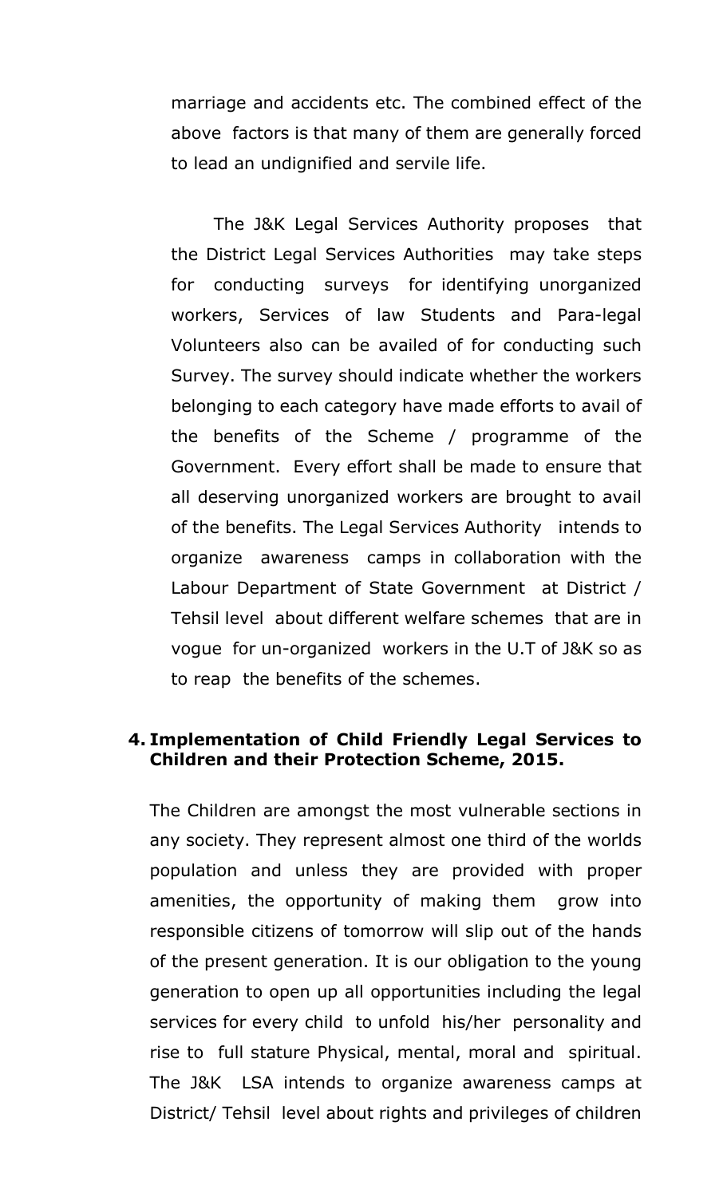marriage and accidents etc. The combined effect of the above factors is that many of them are generally forced to lead an undignified and servile life.

The J&K Legal Services Authority proposes that the District Legal Services Authorities may take steps for conducting surveys for identifying unorganized workers, Services of law Students and Para-legal Volunteers also can be availed of for conducting such Survey. The survey should indicate whether the workers belonging to each category have made efforts to avail of the benefits of the Scheme / programme of the Government. Every effort shall be made to ensure that all deserving unorganized workers are brought to avail of the benefits. The Legal Services Authority intends to organize awareness camps in collaboration with the Labour Department of State Government at District / Tehsil level about different welfare schemes that are in vogue for un-organized workers in the U.T of J&K so as to reap the benefits of the schemes.

**4. Implementation of Child Friendly Legal Services to Children and their Protection Scheme, 2015.**

The Children are amongst the most vulnerable sections in any society. They represent almost one third of the worlds population and unless they are provided with proper amenities, the opportunity of making them grow into responsible citizens of tomorrow will slip out of the hands of the present generation. It is our obligation to the young generation to open up all opportunities including the legal services for every child to unfold his/her personality and rise to full stature Physical, mental, moral and spiritual. The J&K LSA intends to organize awareness camps at District/ Tehsil level about rights and privileges of children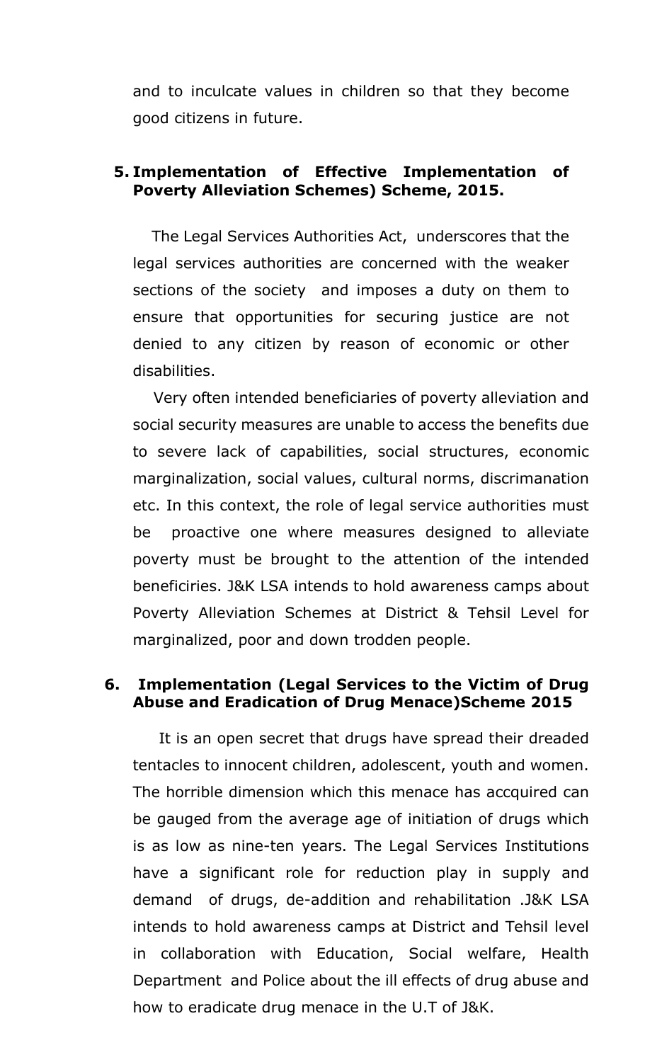and to inculcate values in children so that they become good citizens in future.

**5. Implementation of Effective Implementation of Poverty Alleviation Schemes) Scheme, 2015.**

The Legal Services Authorities Act, underscores that the legal services authorities are concerned with the weaker sections of the society and imposes a duty on them to ensure that opportunities for securing justice are not denied to any citizen by reason of economic or other disabilities.

Very often intended beneficiaries of poverty alleviation and social security measures are unable to access the benefits due to severe lack of capabilities, social structures, economic marginalization, social values, cultural norms, discrimanation etc. In this context, the role of legal service authorities must be proactive one where measures designed to alleviate poverty must be brought to the attention of the intended beneficiries. J&K LSA intends to hold awareness camps about Poverty Alleviation Schemes at District & Tehsil Level for marginalized, poor and down trodden people.

**6. Implementation (Legal Services to the Victim of Drug Abuse and Eradication of Drug Menace)Scheme 2015**

It is an open secret that drugs have spread their dreaded tentacles to innocent children, adolescent, youth and women. The horrible dimension which this menace has accquired can be gauged from the average age of initiation of drugs which is as low as nine-ten years. The Legal Services Institutions have a significant role for reduction play in supply and demand of drugs, de-addition and rehabilitation .J&K LSA intends to hold awareness camps at District and Tehsil level in collaboration with Education, Social welfare, Health Department and Police about the ill effects of drug abuse and how to eradicate drug menace in the U.T of J&K.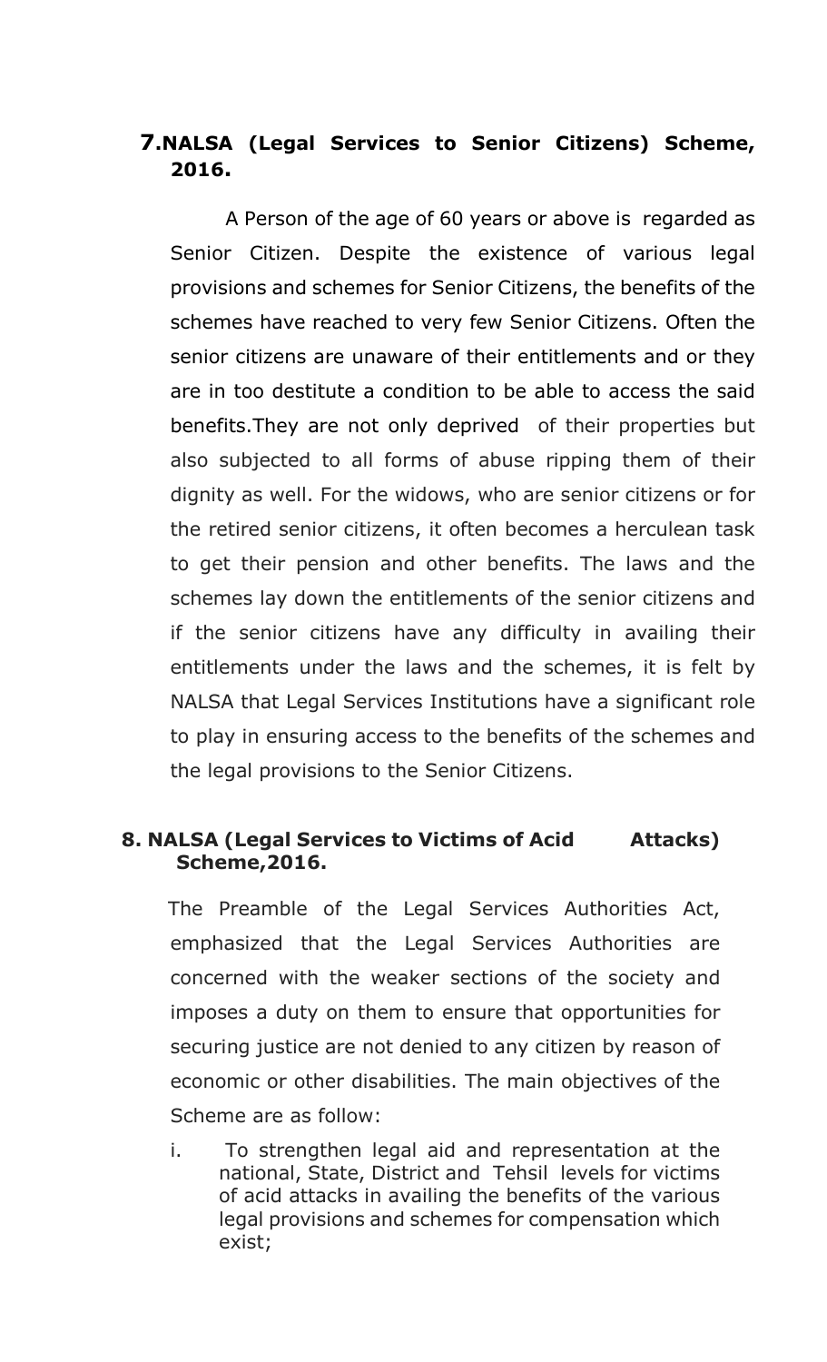## 7. NALSA (Legal Services to Senior Citizens) Scheme, 2016.

A Person of the age of 60 years or above is regarded as Senior Citizen. Despite the existence of various legal provisions and schemes for Senior Citizens, the benefits of the schemes have reached to very few Senior Citizens. Often the senior citizens are unaware of their entitlements and or they are in too destitute a condition to be able to access the said benefits.They are not only deprived of their properties but also subjected to all forms of abuse ripping them of their dignity as well. For the widows, who are senior citizens or for the retired senior citizens, it often becomes a herculean task to get their pension and other benefits. The laws and the schemes lay down the entitlements of the senior citizens and if the senior citizens have any difficulty in availing their entitlements under the laws and the schemes, it is felt by NALSA that Legal Services Institutions have a significant role to play in ensuring access to the benefits of the schemes and the legal provisions to the Senior Citizens.

## 8. NALSA (Legal Services to Victims of Acid Attacks) Scheme,2016.

The Preamble of the Legal Services Authorities Act, emphasized that the Legal Services Authorities are concerned with the weaker sections of the society and imposes a duty on them to ensure that opportunities for securing justice are not denied to any citizen by reason of economic or other disabilities. The main objectives of the Scheme are as follow:

i. To strengthen legal aid and representation at the national, State, District and Tehsil levels for victims of acid attacks in availing the benefits of the various legal provisions and schemes for compensation which exist;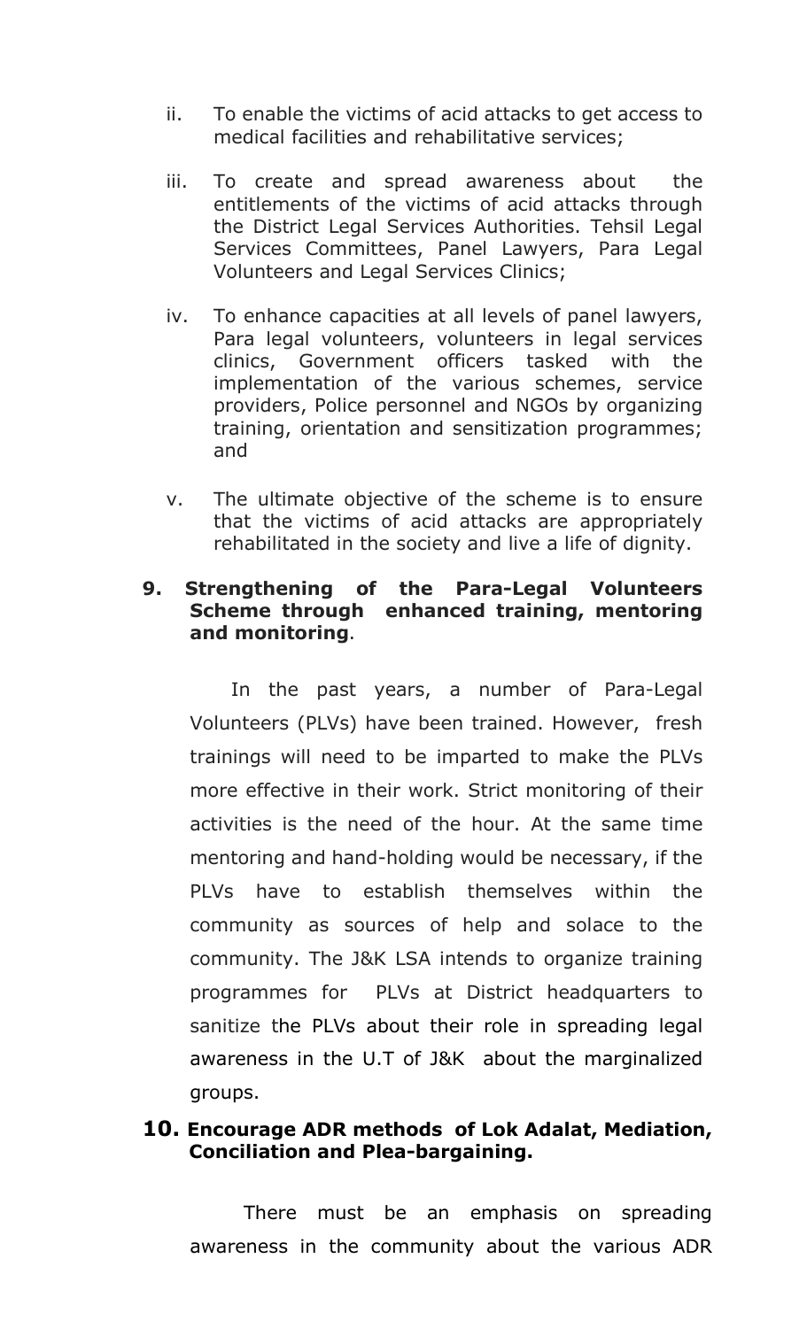ii. To enable the victims of acid attacks to get access to medical facilities and rehabilitative services;

iii. To create and spread awareness about the entitlements of the victims of acid attacks through the District Legal Services Authorities. Tehsil Legal Services Committees, Panel Lawyers, Para Legal Volunteers and Legal Services Clinics;

iv. To enhance capacities at all levels of panel lawyers, Para legal volunteers, volunteers in legal services clinics, Government officers tasked with the implementation of the various schemes, service providers, Police personnel and NGOs by organizing training, orientation and sensitization programmes; and

v. The ultimate objective of the scheme is to ensure that the victims of acid attacks are appropriately rehabilitated in the society and live a life of dignity.

**9. Strengthening of the Para-Legal Volunteers Scheme through enhanced training, mentoring and monitoring**.

In the past years, a number of Para-Legal Volunteers (PLVs) have been trained. However, fresh trainings will need to be imparted to make the PLVs more effective in their work. Strict monitoring of their activities is the need of the hour. At the same time mentoring and hand-holding would be necessary, if the PLVs have to establish themselves within the community as sources of help and solace to the community. The J&K LSA intends to organize training programmes for PLVs at District headquarters to sanitize the PLVs about their role in spreading legal awareness in the U.T of J&K about the marginalized groups.

**10. Encourage ADR methods of Lok Adalat, Mediation, Conciliation and Plea-bargaining.**

There must be an emphasis on spreading awareness in the community about the various ADR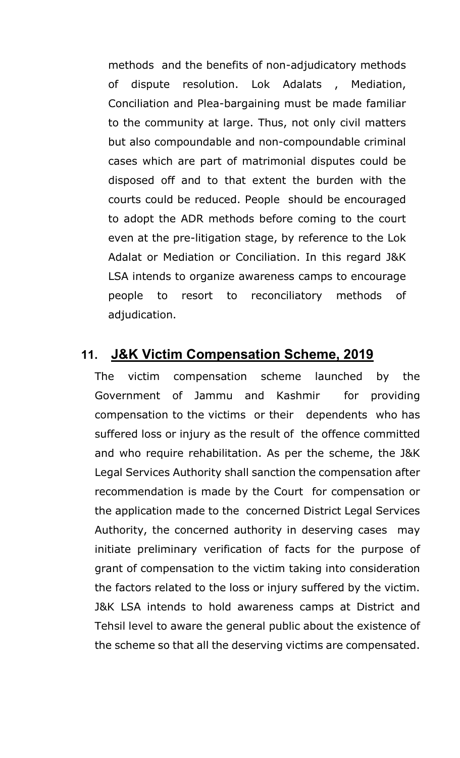methods and the benefits of non-adjudicatory methods of dispute resolution. Lok Adalats , Mediation, Conciliation and Plea-bargaining must be made familiar to the community at large. Thus, not only civil matters but also compoundable and non-compoundable criminal cases which are part of matrimonial disputes could be disposed off and to that extent the burden with the courts could be reduced. People should be encouraged to adopt the ADR methods before coming to the court even at the pre-litigation stage, by reference to the Lok Adalat or Mediation or Conciliation. In this regard J&K LSA intends to organize awareness camps to encourage people to resort to reconciliatory methods of adjudication.

## 11. J&K Victim Compensation Scheme, 2019

The victim compensation scheme launched by the Government of Jammu and Kashmir for providing compensation to the victims or their dependents who has suffered loss or injury as the result of the offence committed and who require rehabilitation. As per the scheme, the J&K Legal Services Authority shall sanction the compensation after recommendation is made by the Court for compensation or the application made to the concerned District Legal Services Authority, the concerned authority in deserving cases may initiate preliminary verification of facts for the purpose of grant of compensation to the victim taking into consideration the factors related to the loss or injury suffered by the victim. J&K LSA intends to hold awareness camps at District and Tehsil level to aware the general public about the existence of the scheme so that all the deserving victims are compensated.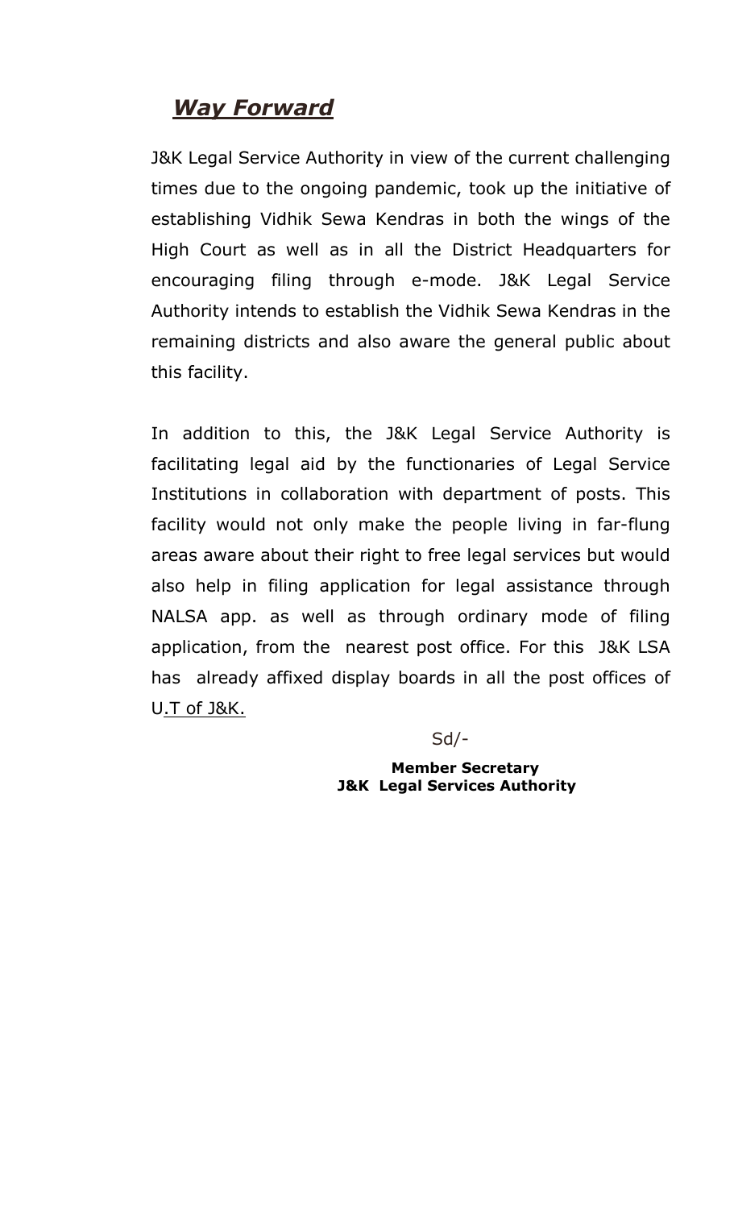## ***Way Forward***

J&K Legal Service Authority in view of the current challenging times due to the ongoing pandemic, took up the initiative of establishing Vidhik Sewa Kendras in both the wings of the High Court as well as in all the District Headquarters for encouraging filing through e-mode. J&K Legal Service Authority intends to establish the Vidhik Sewa Kendras in the remaining districts and also aware the general public about this facility.

In addition to this, the J&K Legal Service Authority is facilitating legal aid by the functionaries of Legal Service Institutions in collaboration with department of posts. This facility would not only make the people living in far-flung areas aware about their right to free legal services but would also help in filing application for legal assistance through NALSA app. as well as through ordinary mode of filing application, from the nearest post office. For this J&K LSA has already affixed display boards in all the post offices of U.T of J&K.

Sd/-

**Member Secretary**
**J&K Legal Services Authority**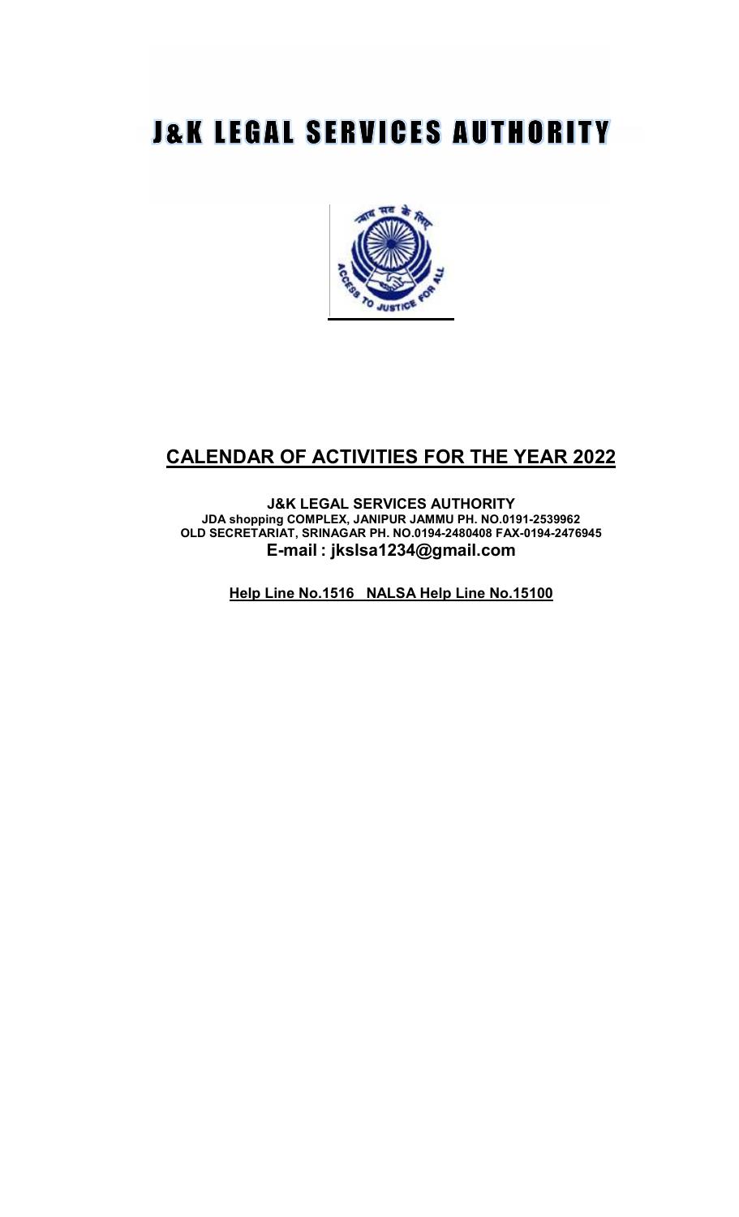# J&K LEGAL SERVICES AUTHORITY

## CALENDAR OF ACTIVITIES FOR THE YEAR 2022

**J&K LEGAL SERVICES AUTHORITY**
**JDA shopping COMPLEX, JANIPUR JAMMU PH. NO.0191-2539962**
**OLD SECRETARIAT, SRINAGAR PH. NO.0194-2480408 FAX-0194-2476945**
**E-mail : jkslsa1234@gmail.com**

**Help Line No.1516 NALSA Help Line No.15100**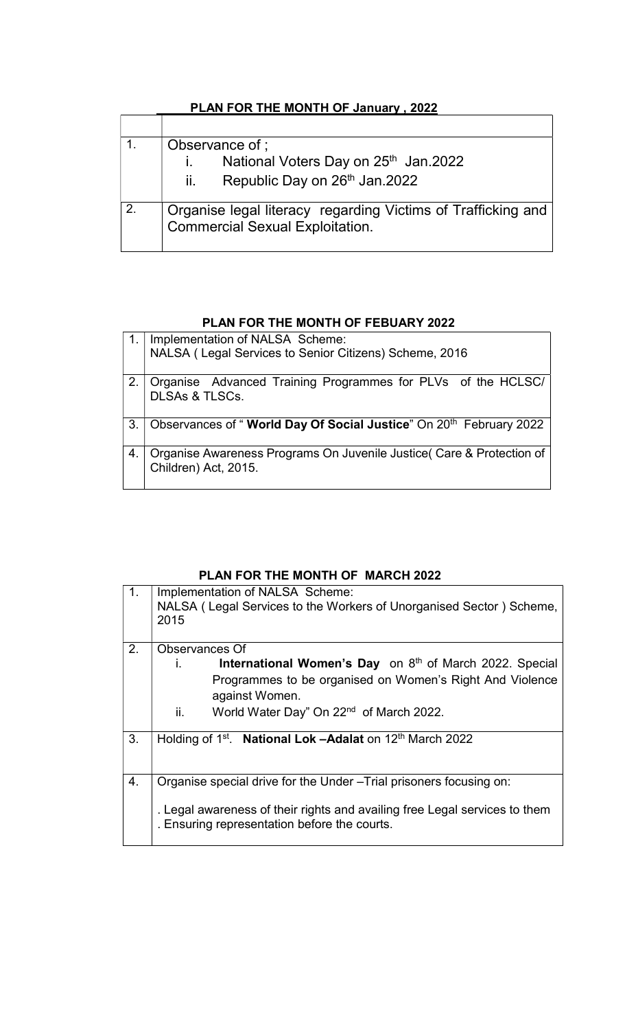## PLAN FOR THE MONTH OF January , 2022

| | |
|---|---|
| 1. | Observance of ;<br>i. National Voters Day on 25th Jan.2022<br>ii. Republic Day on 26th Jan.2022 |
| 2. | Organise legal literacy regarding Victims of Trafficking and Commercial Sexual Exploitation. |

## PLAN FOR THE MONTH OF FEBUARY 2022

| | |
|---|---|
| 1. | Implementation of NALSA Scheme:<br>NALSA ( Legal Services to Senior Citizens) Scheme, 2016 |
| 2. | Organise Advanced Training Programmes for PLVs of the HCLSC/ DLSAs & TLSCs. |
| 3. | Observances of " **World Day Of Social Justice**" On 20th February 2022 |
| 4. | Organise Awareness Programs On Juvenile Justice( Care & Protection of Children) Act, 2015. |

## PLAN FOR THE MONTH OF MARCH 2022

| | |
|---|---|
| 1. | Implementation of NALSA Scheme:<br>NALSA ( Legal Services to the Workers of Unorganised Sector ) Scheme, 2015 |
| 2. | Observances Of<br>i. **International Women's Day** on 8th of March 2022. Special Programmes to be organised on Women's Right And Violence against Women.<br>ii. World Water Day" On 22nd of March 2022. |
| 3. | Holding of 1st. **National Lok –Adalat** on 12th March 2022 |
| 4. | Organise special drive for the Under –Trial prisoners focusing on:<br>. Legal awareness of their rights and availing free Legal services to them<br>. Ensuring representation before the courts. |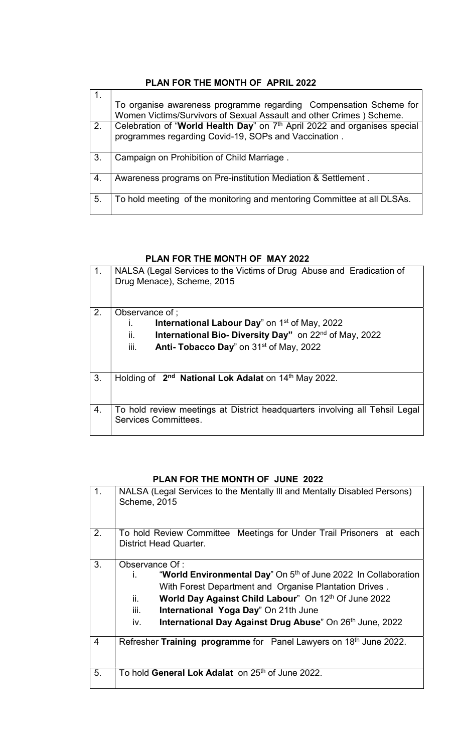## PLAN FOR THE MONTH OF APRIL 2022

| | |
|---|---|
| 1. | To organise awareness programme regarding Compensation Scheme for Women Victims/Survivors of Sexual Assault and other Crimes ) Scheme. |
| 2. | Celebration of "**World Health Day**" on 7th April 2022 and organises special programmes regarding Covid-19, SOPs and Vaccination . |
| 3. | Campaign on Prohibition of Child Marriage . |
| 4. | Awareness programs on Pre-institution Mediation & Settlement . |
| 5. | To hold meeting of the monitoring and mentoring Committee at all DLSAs. |

## PLAN FOR THE MONTH OF MAY 2022

| | |
|---|---|
| 1. | NALSA (Legal Services to the Victims of Drug Abuse and Eradication of Drug Menace), Scheme, 2015 |
| 2. | Observance of ;<br>i. **International Labour Day**" on 1st of May, 2022<br>ii. **International Bio- Diversity Day"** on 22nd of May, 2022<br>iii. **Anti- Tobacco Day**" on 31st of May, 2022 |
| 3. | Holding of **2nd National Lok Adalat** on 14th May 2022. |
| 4. | To hold review meetings at District headquarters involving all Tehsil Legal Services Committees. |

## PLAN FOR THE MONTH OF JUNE 2022

| | |
|---|---|
| 1. | NALSA (Legal Services to the Mentally Ill and Mentally Disabled Persons) Scheme, 2015 |
| 2. | To hold Review Committee Meetings for Under Trail Prisoners at each District Head Quarter. |
| 3. | Observance Of :<br>i. "**World Environmental Day**" On 5th of June 2022 In Collaboration With Forest Department and Organise Plantation Drives .<br>ii. **World Day Against Child Labour**" On 12th Of June 2022<br>iii. **International Yoga Day**" On 21th June<br>iv. **International Day Against Drug Abuse**" On 26th June, 2022 |
| 4 | Refresher **Training programme** for Panel Lawyers on 18th June 2022. |
| 5. | To hold **General Lok Adalat** on 25th of June 2022. |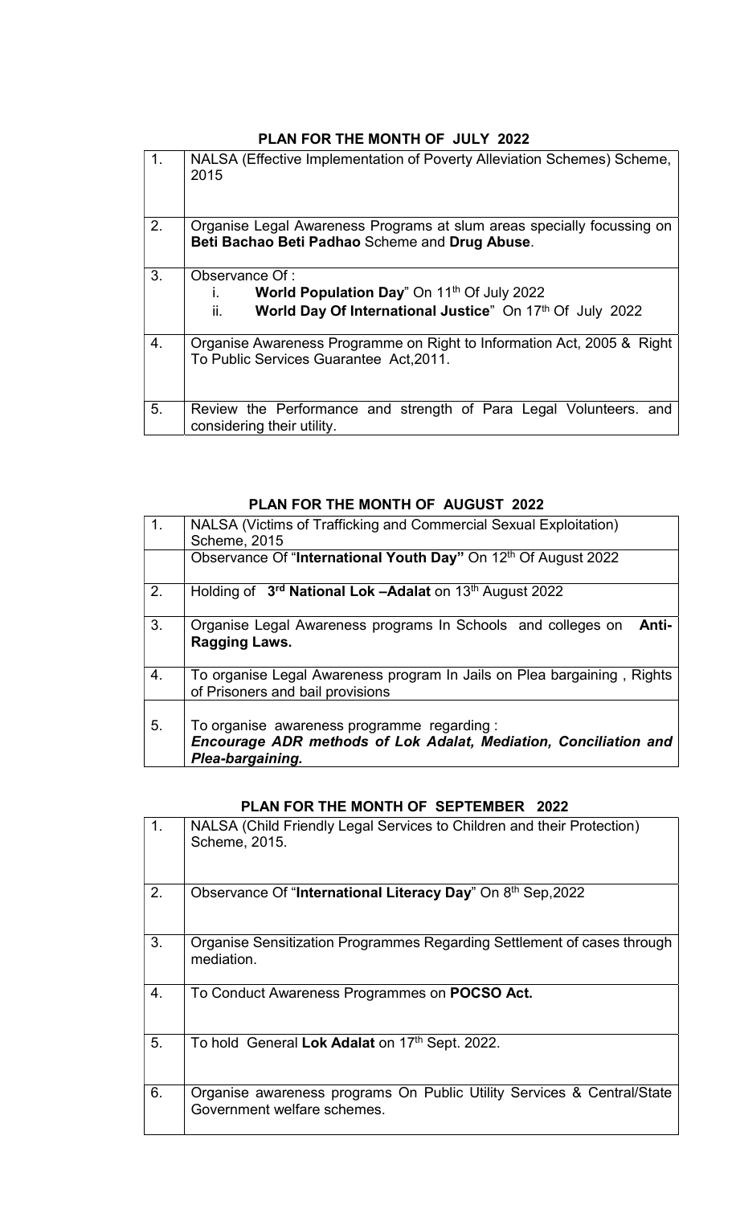## PLAN FOR THE MONTH OF JULY 2022

| | |
|---|---|
| 1. | NALSA (Effective Implementation of Poverty Alleviation Schemes) Scheme, 2015 |
| 2. | Organise Legal Awareness Programs at slum areas specially focussing on **Beti Bachao Beti Padhao** Scheme and **Drug Abuse**. |
| 3. | Observance Of :<br>i. **World Population Day**" On 11th Of July 2022<br>ii. **World Day Of International Justice**" On 17th Of July 2022 |
| 4. | Organise Awareness Programme on Right to Information Act, 2005 & Right To Public Services Guarantee Act,2011. |
| 5. | Review the Performance and strength of Para Legal Volunteers. and considering their utility. |

## PLAN FOR THE MONTH OF AUGUST 2022

| | |
|---|---|
| 1. | NALSA (Victims of Trafficking and Commercial Sexual Exploitation) Scheme, 2015 |
| | Observance Of "**International Youth Day"** On 12th Of August 2022 |
| 2. | Holding of **3rd National Lok –Adalat** on 13th August 2022 |
| 3. | Organise Legal Awareness programs In Schools and colleges on **Anti-Ragging Laws.** |
| 4. | To organise Legal Awareness program In Jails on Plea bargaining , Rights of Prisoners and bail provisions |
| 5. | To organise awareness programme regarding :<br>***Encourage ADR methods of Lok Adalat, Mediation, Conciliation and Plea-bargaining.*** |

## PLAN FOR THE MONTH OF SEPTEMBER 2022

| | |
|---|---|
| 1. | NALSA (Child Friendly Legal Services to Children and their Protection) Scheme, 2015. |
| 2. | Observance Of "**International Literacy Day**" On 8th Sep,2022 |
| 3. | Organise Sensitization Programmes Regarding Settlement of cases through mediation. |
| 4. | To Conduct Awareness Programmes on **POCSO Act.** |
| 5. | To hold General **Lok Adalat** on 17th Sept. 2022. |
| 6. | Organise awareness programs On Public Utility Services & Central/State Government welfare schemes. |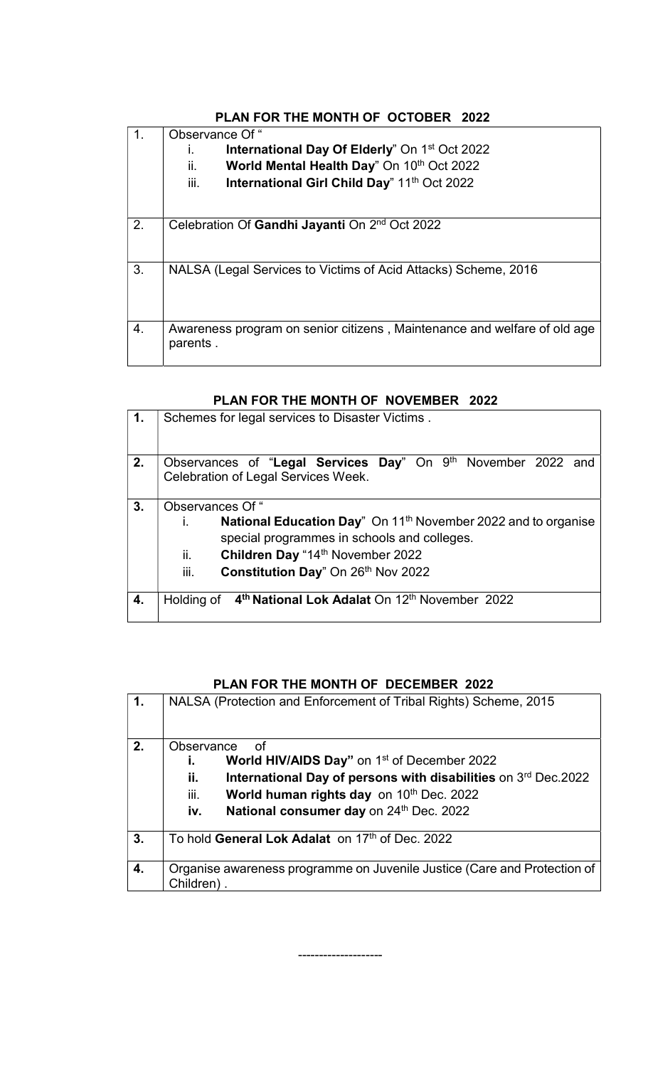## PLAN FOR THE MONTH OF OCTOBER 2022

| | |
|---|---|
| 1. | Observance Of "<br>i. **International Day Of Elderly**" On 1st Oct 2022<br>ii. **World Mental Health Day**" On 10th Oct 2022<br>iii. **International Girl Child Day**" 11th Oct 2022 |
| 2. | Celebration Of **Gandhi Jayanti** On 2nd Oct 2022 |
| 3. | NALSA (Legal Services to Victims of Acid Attacks) Scheme, 2016 |
| 4. | Awareness program on senior citizens , Maintenance and welfare of old age parents . |

## PLAN FOR THE MONTH OF NOVEMBER 2022

| | |
|---|---|
| **1.** | Schemes for legal services to Disaster Victims . |
| **2.** | Observances of "**Legal Services Day**" On 9th November 2022 and Celebration of Legal Services Week. |
| **3.** | Observances Of "<br>i. **National Education Day**" On 11th November 2022 and to organise special programmes in schools and colleges.<br>ii. **Children Day** "14th November 2022<br>iii. **Constitution Day**" On 26th Nov 2022 |
| **4.** | Holding of **4th National Lok Adalat** On 12th November 2022 |

## PLAN FOR THE MONTH OF DECEMBER 2022

| | |
|---|---|
| **1.** | NALSA (Protection and Enforcement of Tribal Rights) Scheme, 2015 |
| **2.** | Observance of<br>**i. World HIV/AIDS Day"** on 1st of December 2022<br>**ii. International Day of persons with disabilities** on 3rd Dec.2022<br>iii. **World human rights day** on 10th Dec. 2022<br>**iv. National consumer day** on 24th Dec. 2022 |
| **3.** | To hold **General Lok Adalat** on 17th of Dec. 2022 |
| **4.** | Organise awareness programme on Juvenile Justice (Care and Protection of Children) . |

--------------------